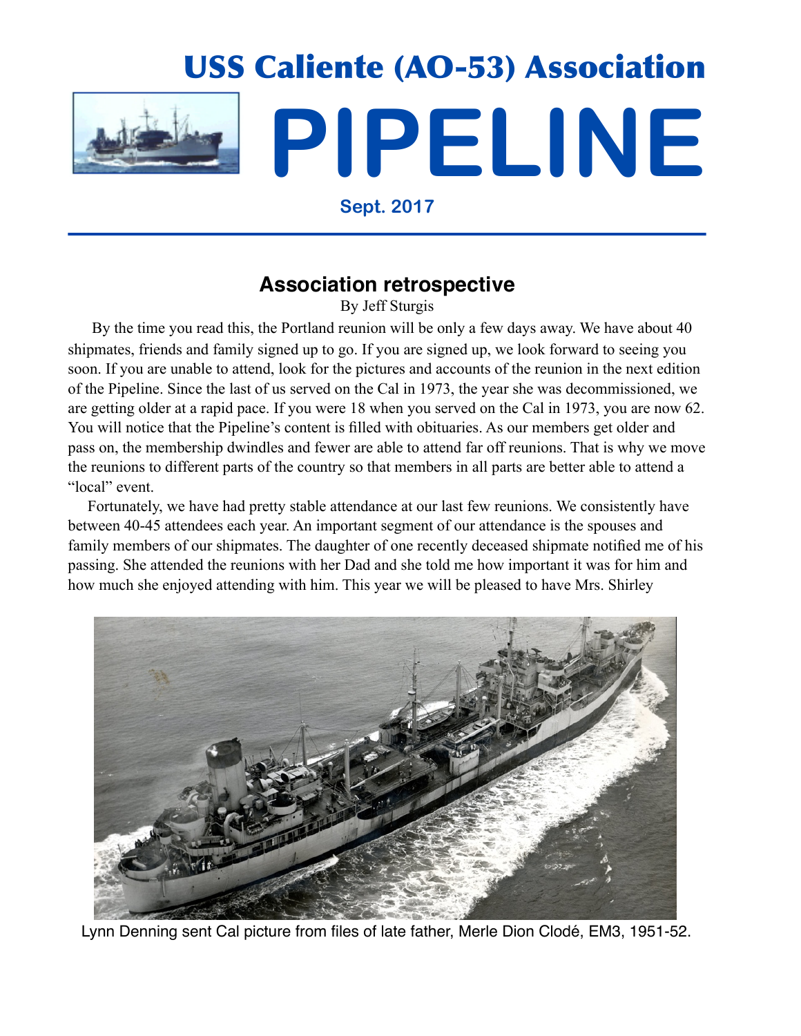# USS Caliente (AO-53) Association

# PIPELINE

**Sept. 2017**

## Association retrospective

By Jeff Sturgis

By the time you read this, the Portland reunion will be only a few days away. We have about 40 shipmates, friends and family signed up to go. If you are signed up, we look forward to seeing you soon. If you are unable to attend, look for the pictures and accounts of the reunion in the next edition of the Pipeline. Since the last of us served on the Cal in 1973, the year she was decommissioned, we are getting older at a rapid pace. If you were 18 when you served on the Cal in 1973, you are now 62. You will notice that the Pipeline's content is filled with obituaries. As our members get older and pass on, the membership dwindles and fewer are able to attend far off reunions. That is why we move the reunions to different parts of the country so that members in all parts are better able to attend a "local" event.

Fortunately, we have had pretty stable attendance at our last few reunions. We consistently have between 40-45 attendees each year. An important segment of our attendance is the spouses and family members of our shipmates. The daughter of one recently deceased shipmate notified me of his passing. She attended the reunions with her Dad and she told me how important it was for him and how much she enjoyed attending with him. This year we will be pleased to have Mrs. Shirley

Lynn Denning sent Cal picture from files of late father, Merle Dion Clodé, EM3, 1951-52.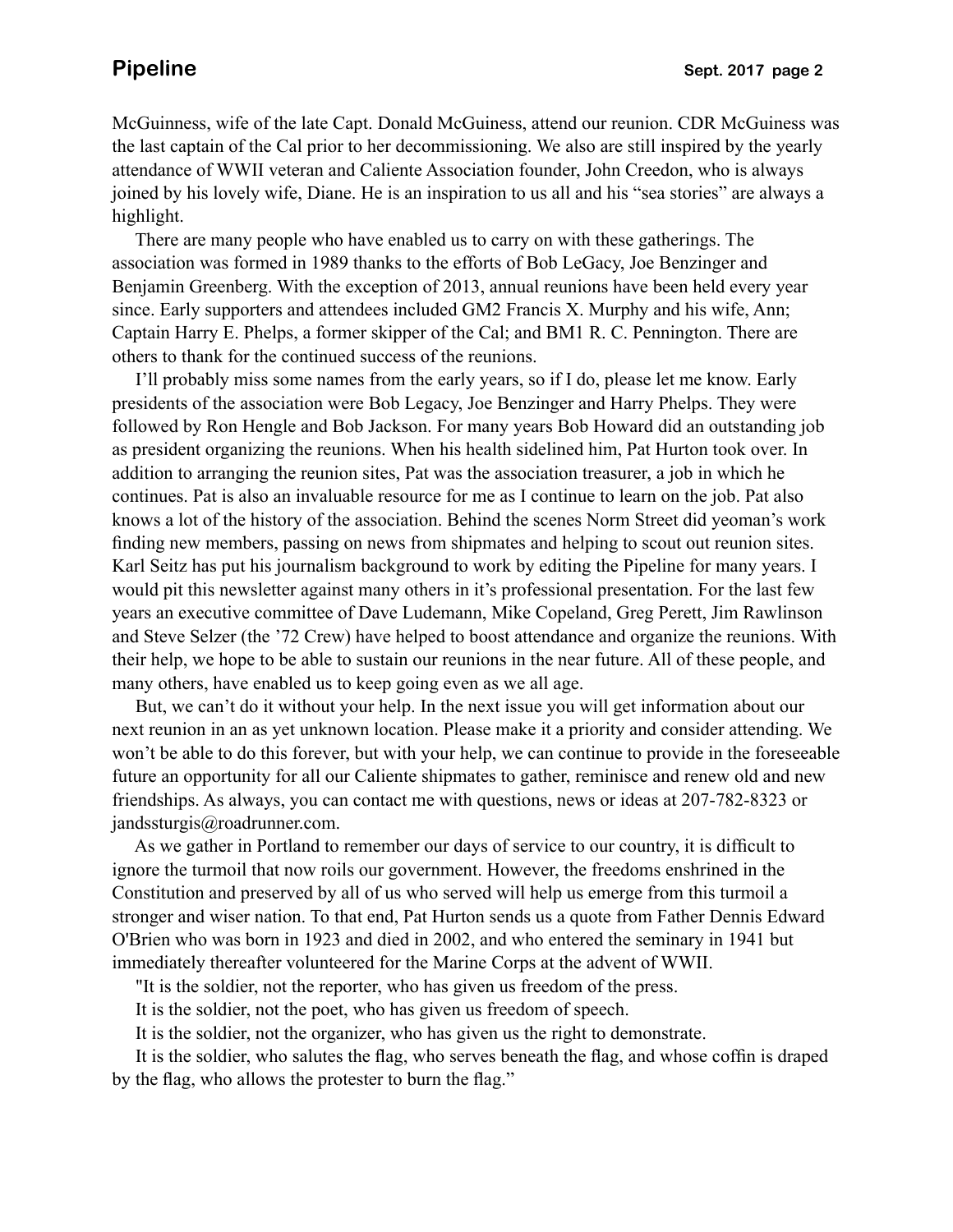McGuinness, wife of the late Capt. Donald McGuiness, attend our reunion. CDR McGuiness was the last captain of the Cal prior to her decommissioning. We also are still inspired by the yearly attendance of WWII veteran and Caliente Association founder, John Creedon, who is always joined by his lovely wife, Diane. He is an inspiration to us all and his "sea stories" are always a highlight.

There are many people who have enabled us to carry on with these gatherings. The association was formed in 1989 thanks to the efforts of Bob LeGacy, Joe Benzinger and Benjamin Greenberg. With the exception of 2013, annual reunions have been held every year since. Early supporters and attendees included GM2 Francis X. Murphy and his wife, Ann; Captain Harry E. Phelps, a former skipper of the Cal; and BM1 R. C. Pennington. There are others to thank for the continued success of the reunions.

I'll probably miss some names from the early years, so if I do, please let me know. Early presidents of the association were Bob Legacy, Joe Benzinger and Harry Phelps. They were followed by Ron Hengle and Bob Jackson. For many years Bob Howard did an outstanding job as president organizing the reunions. When his health sidelined him, Pat Hurton took over. In addition to arranging the reunion sites, Pat was the association treasurer, a job in which he continues. Pat is also an invaluable resource for me as I continue to learn on the job. Pat also knows a lot of the history of the association. Behind the scenes Norm Street did yeoman's work finding new members, passing on news from shipmates and helping to scout out reunion sites. Karl Seitz has put his journalism background to work by editing the Pipeline for many years. I would pit this newsletter against many others in it's professional presentation. For the last few years an executive committee of Dave Ludemann, Mike Copeland, Greg Perett, Jim Rawlinson and Steve Selzer (the '72 Crew) have helped to boost attendance and organize the reunions. With their help, we hope to be able to sustain our reunions in the near future. All of these people, and many others, have enabled us to keep going even as we all age.

But, we can't do it without your help. In the next issue you will get information about our next reunion in an as yet unknown location. Please make it a priority and consider attending. We won't be able to do this forever, but with your help, we can continue to provide in the foreseeable future an opportunity for all our Caliente shipmates to gather, reminisce and renew old and new friendships. As always, you can contact me with questions, news or ideas at 207-782-8323 or jandssturgis@roadrunner.com.

As we gather in Portland to remember our days of service to our country, it is difficult to ignore the turmoil that now roils our government. However, the freedoms enshrined in the Constitution and preserved by all of us who served will help us emerge from this turmoil a stronger and wiser nation. To that end, Pat Hurton sends us a quote from Father Dennis Edward O'Brien who was born in 1923 and died in 2002, and who entered the seminary in 1941 but immediately thereafter volunteered for the Marine Corps at the advent of WWII.

"It is the soldier, not the reporter, who has given us freedom of the press.

It is the soldier, not the poet, who has given us freedom of speech.

It is the soldier, not the organizer, who has given us the right to demonstrate.

It is the soldier, who salutes the flag, who serves beneath the flag, and whose coffin is draped by the flag, who allows the protester to burn the flag."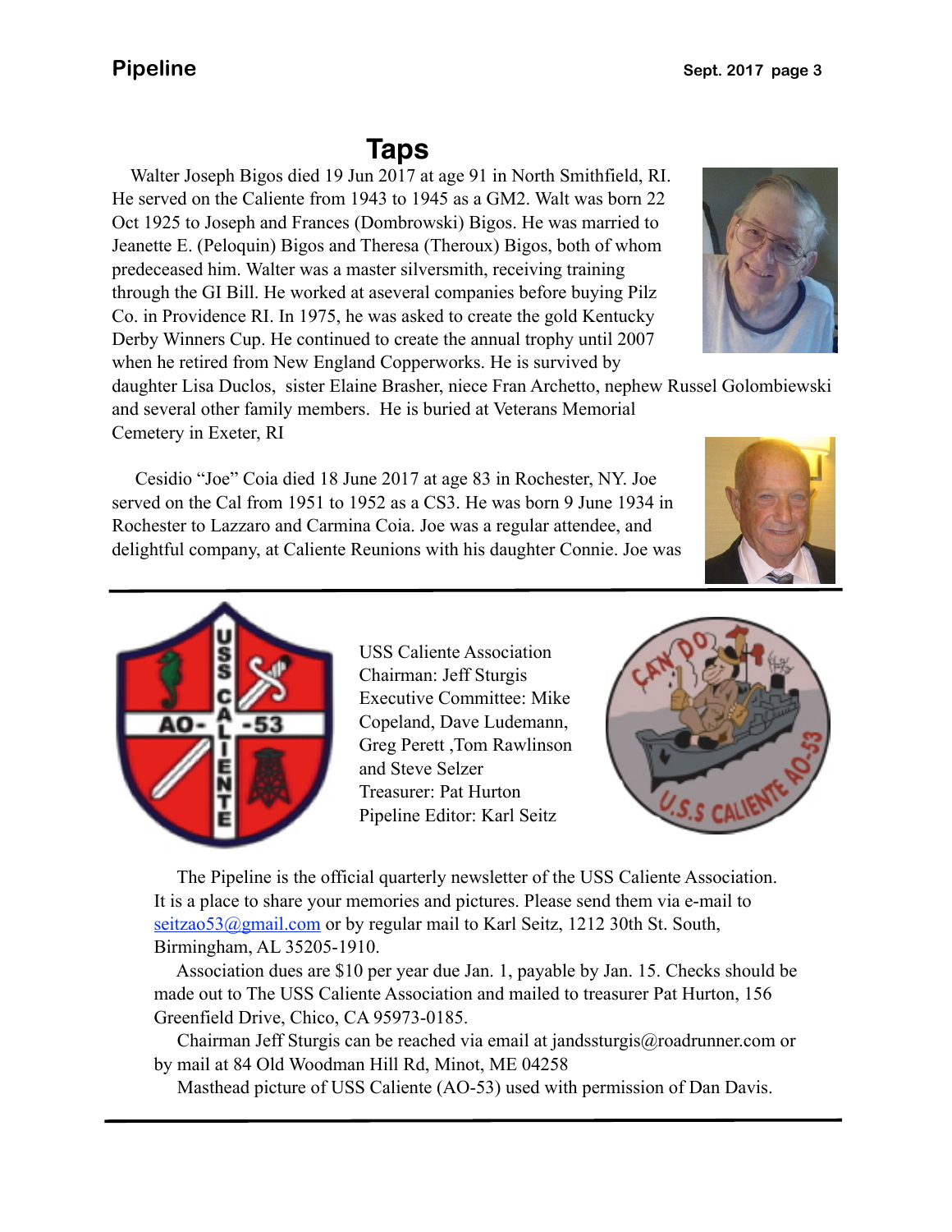# Taps

Walter Joseph Bigos died 19 Jun 2017 at age 91 in North Smithfield, RI. He served on the Caliente from 1943 to 1945 as a GM2. Walt was born 22 Oct 1925 to Joseph and Frances (Dombrowski) Bigos. He was married to Jeanette E. (Peloquin) Bigos and Theresa (Theroux) Bigos, both of whom predeceased him. Walter was a master silversmith, receiving training through the GI Bill. He worked at aseveral companies before buying Pilz Co. in Providence RI. In 1975, he was asked to create the gold Kentucky Derby Winners Cup. He continued to create the annual trophy until 2007 when he retired from New England Copperworks. He is survived by daughter Lisa Duclos, sister Elaine Brasher, niece Fran Archetto, nephew Russel Golombiewski and several other family members. He is buried at Veterans Memorial Cemetery in Exeter, RI

Cesidio "Joe" Coia died 18 June 2017 at age 83 in Rochester, NY. Joe served on the Cal from 1951 to 1952 as a CS3. He was born 9 June 1934 in Rochester to Lazzaro and Carmina Coia. Joe was a regular attendee, and delightful company, at Caliente Reunions with his daughter Connie. Joe was

---

USS Caliente Association
Chairman: Jeff Sturgis
Executive Committee: Mike Copeland, Dave Ludemann, Greg Perett ,Tom Rawlinson and Steve Selzer
Treasurer: Pat Hurton
Pipeline Editor: Karl Seitz

The Pipeline is the official quarterly newsletter of the USS Caliente Association. It is a place to share your memories and pictures. Please send them via e-mail to seitzao53@gmail.com or by regular mail to Karl Seitz, 1212 30th St. South, Birmingham, AL 35205-1910.

Association dues are $10 per year due Jan. 1, payable by Jan. 15. Checks should be made out to The USS Caliente Association and mailed to treasurer Pat Hurton, 156 Greenfield Drive, Chico, CA 95973-0185.

Chairman Jeff Sturgis can be reached via email at jandssturgis@roadrunner.com or by mail at 84 Old Woodman Hill Rd, Minot, ME 04258

Masthead picture of USS Caliente (AO-53) used with permission of Dan Davis.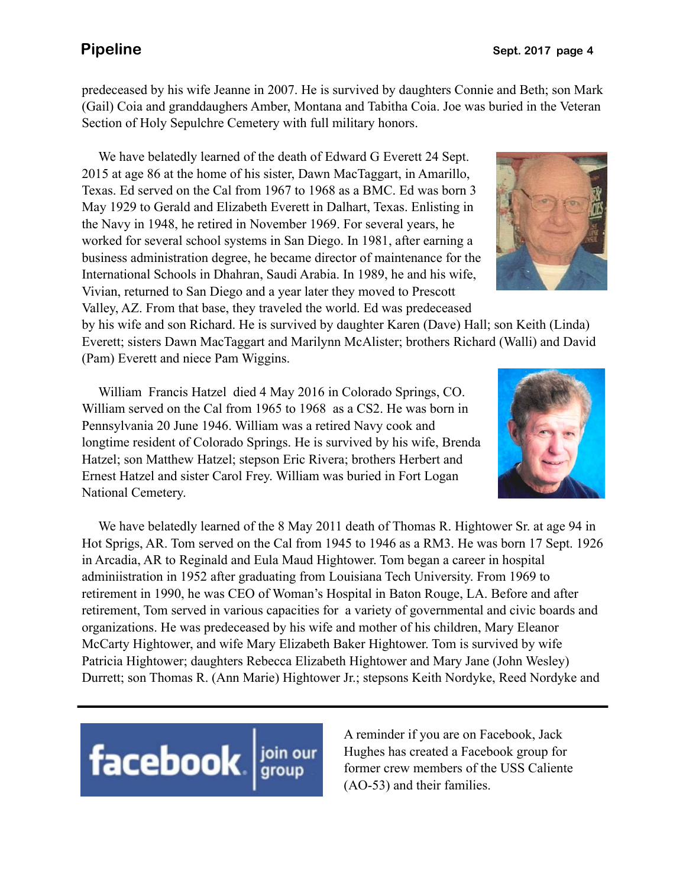predeceased by his wife Jeanne in 2007. He is survived by daughters Connie and Beth; son Mark (Gail) Coia and granddaughers Amber, Montana and Tabitha Coia. Joe was buried in the Veteran Section of Holy Sepulchre Cemetery with full military honors.

We have belatedly learned of the death of Edward G Everett 24 Sept. 2015 at age 86 at the home of his sister, Dawn MacTaggart, in Amarillo, Texas. Ed served on the Cal from 1967 to 1968 as a BMC. Ed was born 3 May 1929 to Gerald and Elizabeth Everett in Dalhart, Texas. Enlisting in the Navy in 1948, he retired in November 1969. For several years, he worked for several school systems in San Diego. In 1981, after earning a business administration degree, he became director of maintenance for the International Schools in Dhahran, Saudi Arabia. In 1989, he and his wife, Vivian, returned to San Diego and a year later they moved to Prescott Valley, AZ. From that base, they traveled the world. Ed was predeceased by his wife and son Richard. He is survived by daughter Karen (Dave) Hall; son Keith (Linda) Everett; sisters Dawn MacTaggart and Marilynn McAlister; brothers Richard (Walli) and David (Pam) Everett and niece Pam Wiggins.

William Francis Hatzel died 4 May 2016 in Colorado Springs, CO. William served on the Cal from 1965 to 1968 as a CS2. He was born in Pennsylvania 20 June 1946. William was a retired Navy cook and longtime resident of Colorado Springs. He is survived by his wife, Brenda Hatzel; son Matthew Hatzel; stepson Eric Rivera; brothers Herbert and Ernest Hatzel and sister Carol Frey. William was buried in Fort Logan National Cemetery.

We have belatedly learned of the 8 May 2011 death of Thomas R. Hightower Sr. at age 94 in Hot Sprigs, AR. Tom served on the Cal from 1945 to 1946 as a RM3. He was born 17 Sept. 1926 in Arcadia, AR to Reginald and Eula Maud Hightower. Tom began a career in hospital adminiistration in 1952 after graduating from Louisiana Tech University. From 1969 to retirement in 1990, he was CEO of Woman's Hospital in Baton Rouge, LA. Before and after retirement, Tom served in various capacities for a variety of governmental and civic boards and organizations. He was predeceased by his wife and mother of his children, Mary Eleanor McCarty Hightower, and wife Mary Elizabeth Baker Hightower. Tom is survived by wife Patricia Hightower; daughters Rebecca Elizabeth Hightower and Mary Jane (John Wesley) Durrett; son Thomas R. (Ann Marie) Hightower Jr.; stepsons Keith Nordyke, Reed Nordyke and

---

facebook | join our group

A reminder if you are on Facebook, Jack Hughes has created a Facebook group for former crew members of the USS Caliente (AO-53) and their families.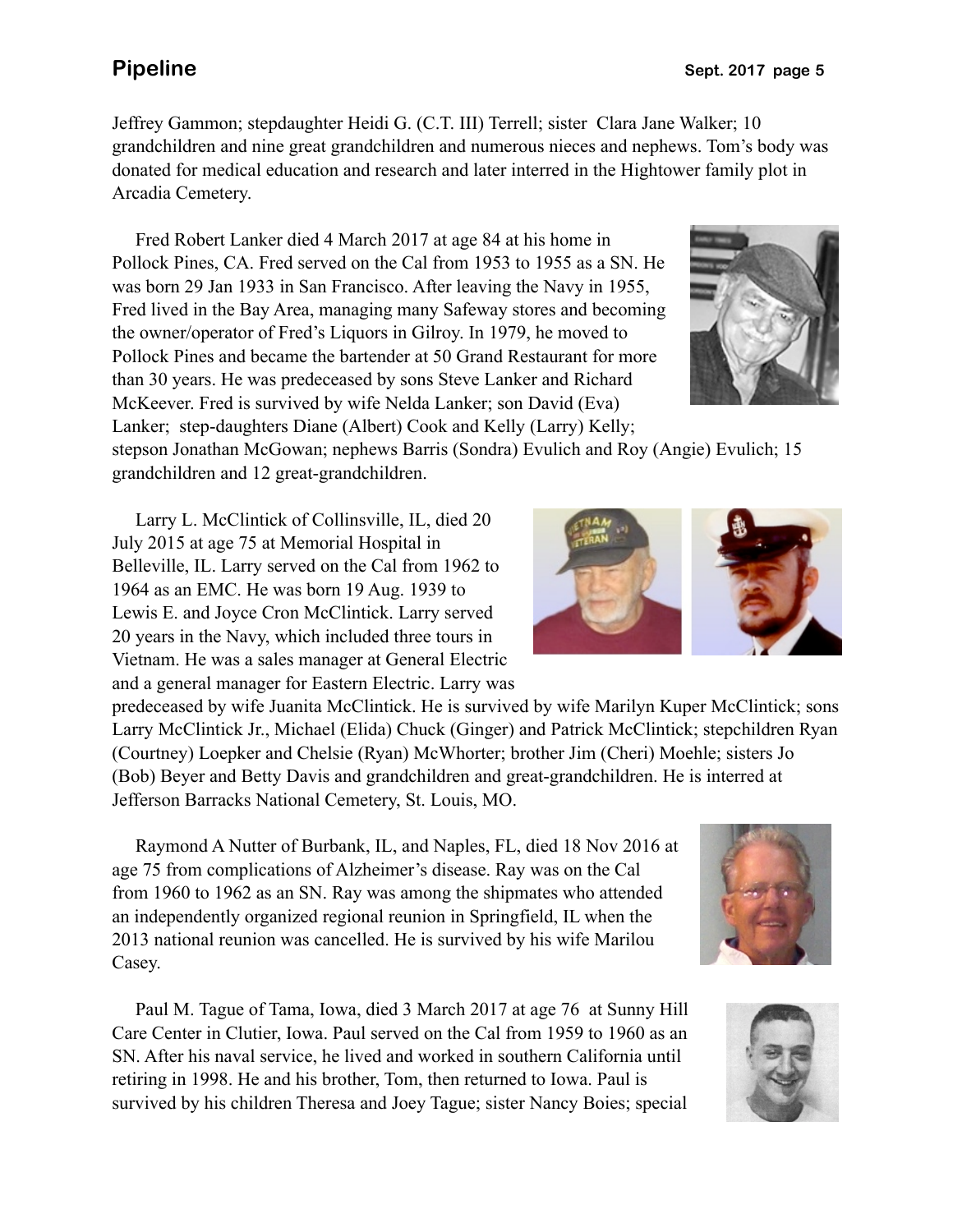Jeffrey Gammon; stepdaughter Heidi G. (C.T. III) Terrell; sister Clara Jane Walker; 10 grandchildren and nine great grandchildren and numerous nieces and nephews. Tom's body was donated for medical education and research and later interred in the Hightower family plot in Arcadia Cemetery.

Fred Robert Lanker died 4 March 2017 at age 84 at his home in Pollock Pines, CA. Fred served on the Cal from 1953 to 1955 as a SN. He was born 29 Jan 1933 in San Francisco. After leaving the Navy in 1955, Fred lived in the Bay Area, managing many Safeway stores and becoming the owner/operator of Fred's Liquors in Gilroy. In 1979, he moved to Pollock Pines and became the bartender at 50 Grand Restaurant for more than 30 years. He was predeceased by sons Steve Lanker and Richard McKeever. Fred is survived by wife Nelda Lanker; son David (Eva) Lanker; step-daughters Diane (Albert) Cook and Kelly (Larry) Kelly; stepson Jonathan McGowan; nephews Barris (Sondra) Evulich and Roy (Angie) Evulich; 15 grandchildren and 12 great-grandchildren.

Larry L. McClintick of Collinsville, IL, died 20 July 2015 at age 75 at Memorial Hospital in Belleville, IL. Larry served on the Cal from 1962 to 1964 as an EMC. He was born 19 Aug. 1939 to Lewis E. and Joyce Cron McClintick. Larry served 20 years in the Navy, which included three tours in Vietnam. He was a sales manager at General Electric and a general manager for Eastern Electric. Larry was predeceased by wife Juanita McClintick. He is survived by wife Marilyn Kuper McClintick; sons Larry McClintick Jr., Michael (Elida) Chuck (Ginger) and Patrick McClintick; stepchildren Ryan (Courtney) Loepker and Chelsie (Ryan) McWhorter; brother Jim (Cheri) Moehle; sisters Jo (Bob) Beyer and Betty Davis and grandchildren and great-grandchildren. He is interred at Jefferson Barracks National Cemetery, St. Louis, MO.

Raymond A Nutter of Burbank, IL, and Naples, FL, died 18 Nov 2016 at age 75 from complications of Alzheimer's disease. Ray was on the Cal from 1960 to 1962 as an SN. Ray was among the shipmates who attended an independently organized regional reunion in Springfield, IL when the 2013 national reunion was cancelled. He is survived by his wife Marilou Casey.

Paul M. Tague of Tama, Iowa, died 3 March 2017 at age 76 at Sunny Hill Care Center in Clutier, Iowa. Paul served on the Cal from 1959 to 1960 as an SN. After his naval service, he lived and worked in southern California until retiring in 1998. He and his brother, Tom, then returned to Iowa. Paul is survived by his children Theresa and Joey Tague; sister Nancy Boies; special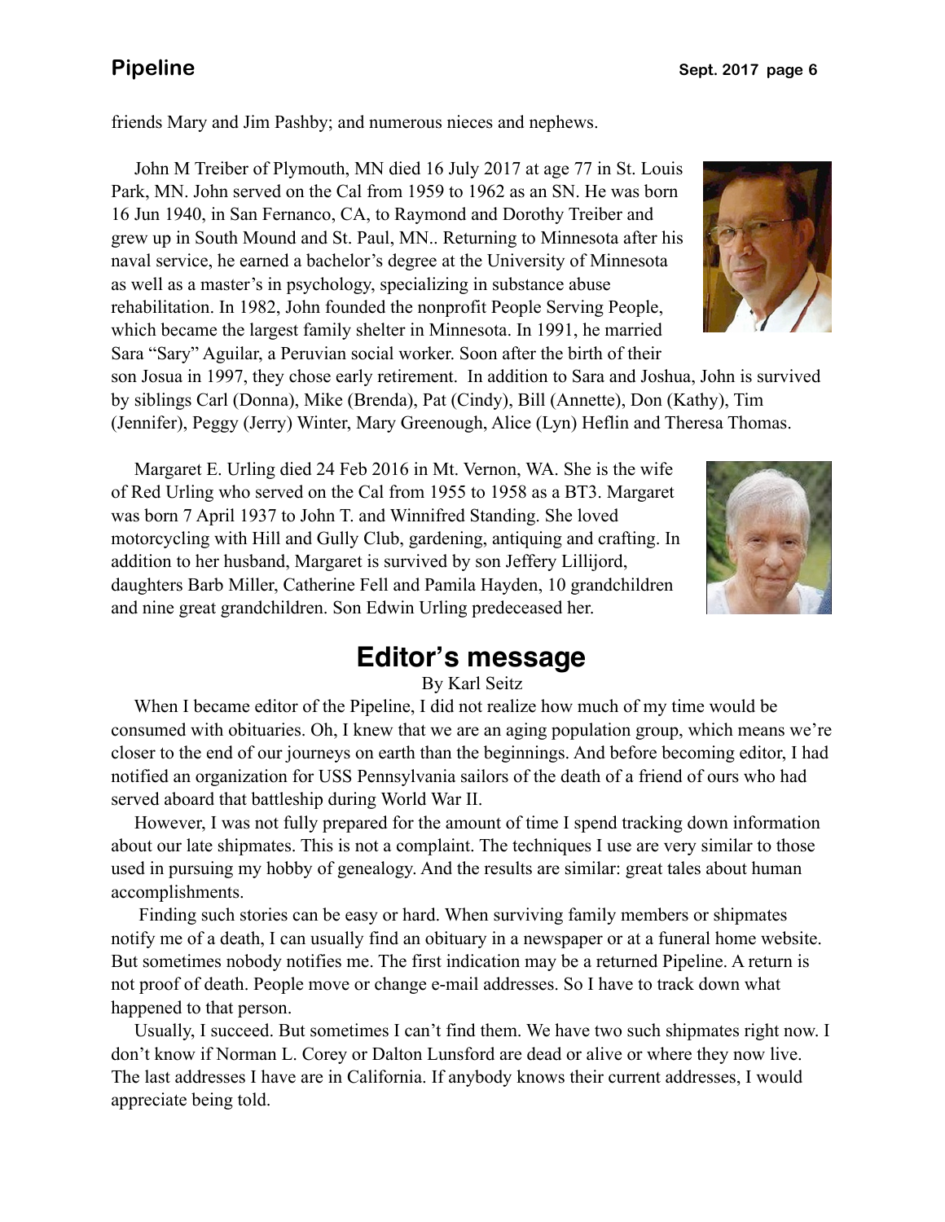friends Mary and Jim Pashby; and numerous nieces and nephews.

John M Treiber of Plymouth, MN died 16 July 2017 at age 77 in St. Louis Park, MN. John served on the Cal from 1959 to 1962 as an SN. He was born 16 Jun 1940, in San Fernanco, CA, to Raymond and Dorothy Treiber and grew up in South Mound and St. Paul, MN.. Returning to Minnesota after his naval service, he earned a bachelor's degree at the University of Minnesota as well as a master's in psychology, specializing in substance abuse rehabilitation. In 1982, John founded the nonprofit People Serving People, which became the largest family shelter in Minnesota. In 1991, he married Sara "Sary" Aguilar, a Peruvian social worker. Soon after the birth of their son Josua in 1997, they chose early retirement. In addition to Sara and Joshua, John is survived by siblings Carl (Donna), Mike (Brenda), Pat (Cindy), Bill (Annette), Don (Kathy), Tim (Jennifer), Peggy (Jerry) Winter, Mary Greenough, Alice (Lyn) Heflin and Theresa Thomas.

Margaret E. Urling died 24 Feb 2016 in Mt. Vernon, WA. She is the wife of Red Urling who served on the Cal from 1955 to 1958 as a BT3. Margaret was born 7 April 1937 to John T. and Winnifred Standing. She loved motorcycling with Hill and Gully Club, gardening, antiquing and crafting. In addition to her husband, Margaret is survived by son Jeffery Lillijord, daughters Barb Miller, Catherine Fell and Pamila Hayden, 10 grandchildren and nine great grandchildren. Son Edwin Urling predeceased her.

# Editor's message

By Karl Seitz

When I became editor of the Pipeline, I did not realize how much of my time would be consumed with obituaries. Oh, I knew that we are an aging population group, which means we're closer to the end of our journeys on earth than the beginnings. And before becoming editor, I had notified an organization for USS Pennsylvania sailors of the death of a friend of ours who had served aboard that battleship during World War II.

However, I was not fully prepared for the amount of time I spend tracking down information about our late shipmates. This is not a complaint. The techniques I use are very similar to those used in pursuing my hobby of genealogy. And the results are similar: great tales about human accomplishments.

Finding such stories can be easy or hard. When surviving family members or shipmates notify me of a death, I can usually find an obituary in a newspaper or at a funeral home website. But sometimes nobody notifies me. The first indication may be a returned Pipeline. A return is not proof of death. People move or change e-mail addresses. So I have to track down what happened to that person.

Usually, I succeed. But sometimes I can't find them. We have two such shipmates right now. I don't know if Norman L. Corey or Dalton Lunsford are dead or alive or where they now live. The last addresses I have are in California. If anybody knows their current addresses, I would appreciate being told.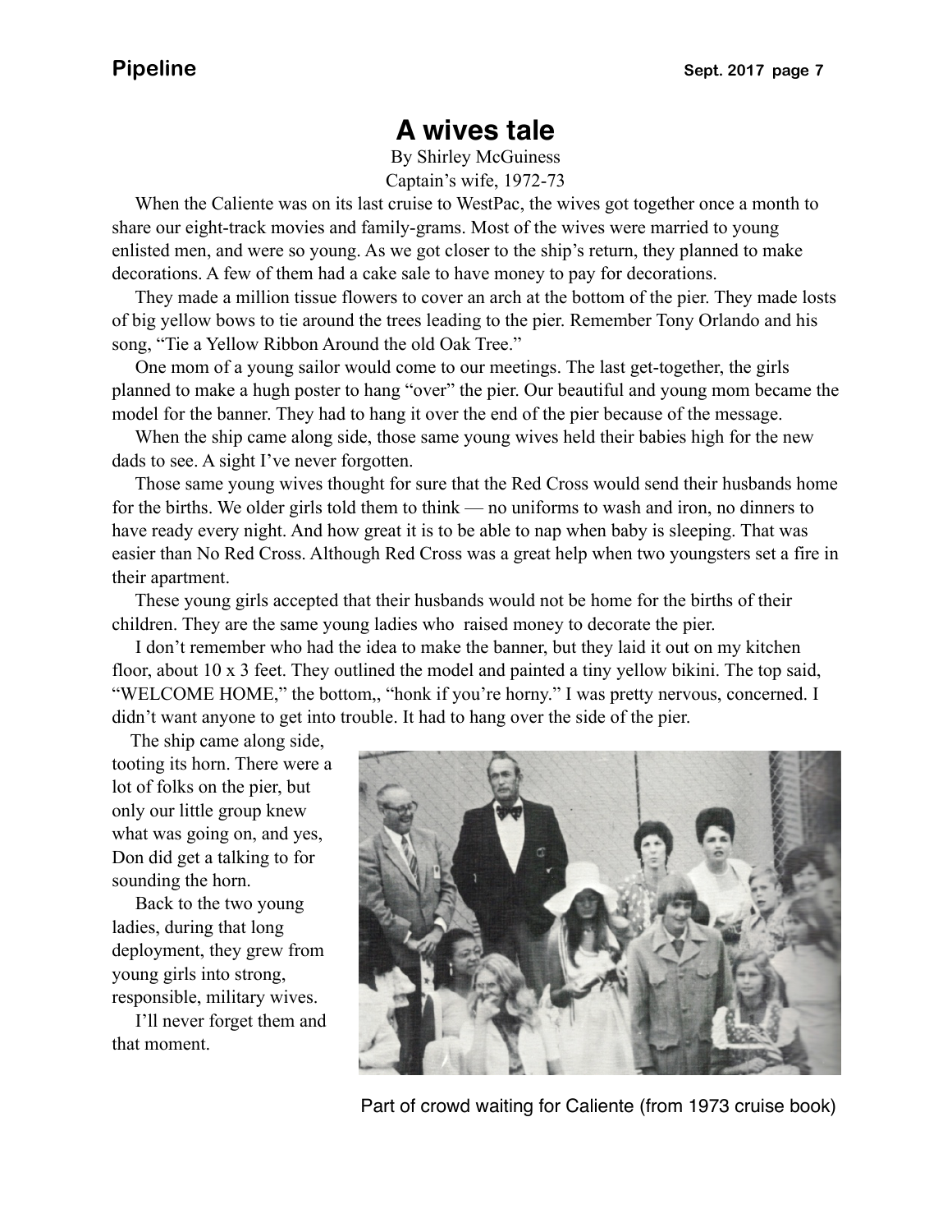# A wives tale

By Shirley McGuiness
Captain's wife, 1972-73

When the Caliente was on its last cruise to WestPac, the wives got together once a month to share our eight-track movies and family-grams. Most of the wives were married to young enlisted men, and were so young. As we got closer to the ship's return, they planned to make decorations. A few of them had a cake sale to have money to pay for decorations.

They made a million tissue flowers to cover an arch at the bottom of the pier. They made losts of big yellow bows to tie around the trees leading to the pier. Remember Tony Orlando and his song, "Tie a Yellow Ribbon Around the old Oak Tree."

One mom of a young sailor would come to our meetings. The last get-together, the girls planned to make a hugh poster to hang "over" the pier. Our beautiful and young mom became the model for the banner. They had to hang it over the end of the pier because of the message.

When the ship came along side, those same young wives held their babies high for the new dads to see. A sight I've never forgotten.

Those same young wives thought for sure that the Red Cross would send their husbands home for the births. We older girls told them to think — no uniforms to wash and iron, no dinners to have ready every night. And how great it is to be able to nap when baby is sleeping. That was easier than No Red Cross. Although Red Cross was a great help when two youngsters set a fire in their apartment.

These young girls accepted that their husbands would not be home for the births of their children. They are the same young ladies who raised money to decorate the pier.

I don't remember who had the idea to make the banner, but they laid it out on my kitchen floor, about 10 x 3 feet. They outlined the model and painted a tiny yellow bikini. The top said, "WELCOME HOME," the bottom,, "honk if you're horny." I was pretty nervous, concerned. I didn't want anyone to get into trouble. It had to hang over the side of the pier.

The ship came along side, tooting its horn. There were a lot of folks on the pier, but only our little group knew what was going on, and yes, Don did get a talking to for sounding the horn.

Back to the two young ladies, during that long deployment, they grew from young girls into strong, responsible, military wives.

I'll never forget them and that moment.

Part of crowd waiting for Caliente (from 1973 cruise book)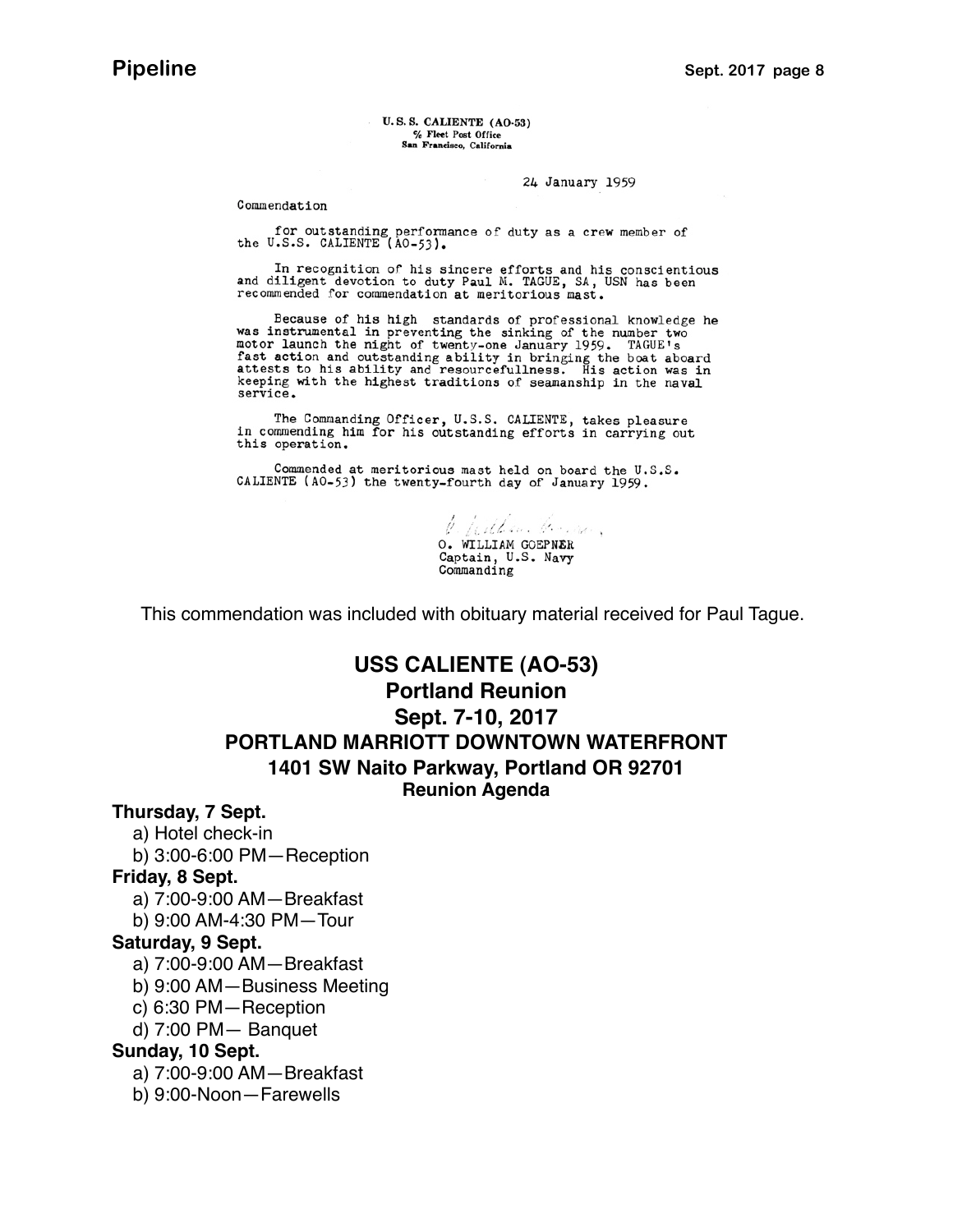U.S.S. CALIENTE (AO-53)
% Fleet Post Office
San Francisco, California

24 January 1959

Commendation

for outstanding performance of duty as a crew member of the U.S.S. CALIENTE (AO-53).

In recognition of his sincere efforts and his conscientious and diligent devotion to duty Paul M. TAGUE, SA, USN has been recommended for commendation at meritorious mast.

Because of his high standards of professional knowledge he was instrumental in preventing the sinking of the number two motor launch the night of twenty-one January 1959. TAGUE's fast action and outstanding ability in bringing the boat aboard attests to his ability and resourcefullness. His action was in keeping with the highest traditions of seamanship in the naval service.

The Commanding Officer, U.S.S. CALIENTE, takes pleasure in commending him for his outstanding efforts in carrying out this operation.

Commended at meritorious mast held on board the U.S.S. CALIENTE (AO-53) the twenty-fourth day of January 1959.

O. WILLIAM GOEPNER
Captain, U.S. Navy
Commanding

This commendation was included with obituary material received for Paul Tague.

## USS CALIENTE (AO-53)
## Portland Reunion
## Sept. 7-10, 2017
### PORTLAND MARRIOTT DOWNTOWN WATERFRONT
### 1401 SW Naito Parkway, Portland OR 92701
#### Reunion Agenda

**Thursday, 7 Sept.**
- a) Hotel check-in
- b) 3:00-6:00 PM—Reception

**Friday, 8 Sept.**
- a) 7:00-9:00 AM—Breakfast
- b) 9:00 AM-4:30 PM—Tour

**Saturday, 9 Sept.**
- a) 7:00-9:00 AM—Breakfast
- b) 9:00 AM—Business Meeting
- c) 6:30 PM—Reception
- d) 7:00 PM— Banquet

**Sunday, 10 Sept.**
- a) 7:00-9:00 AM—Breakfast
- b) 9:00-Noon—Farewells